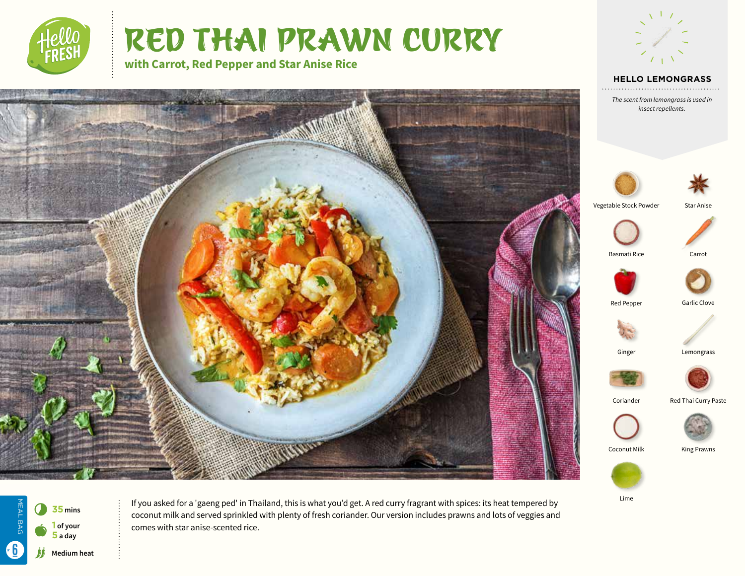# RED THAI PRAWN CURRY

## with Carrot, Red Pepper and Star Anise Rice

### HELLO LEMONGRASS

*The scent from lemongrass is used in insect repellents.*

- Vegetable Stock Powder
- Star Anise
- Basmati Rice
- Carrot
- Red Pepper
- Garlic Clove
- Ginger
- Lemongrass
- Coriander
- Red Thai Curry Paste
- Coconut Milk
- King Prawns
- Lime

MEAL BAG 6

**35 mins**

**1 of your 5 a day**

**Medium heat**

If you asked for a 'gaeng ped' in Thailand, this is what you'd get. A red curry fragrant with spices: its heat tempered by coconut milk and served sprinkled with plenty of fresh coriander. Our version includes prawns and lots of veggies and comes with star anise-scented rice.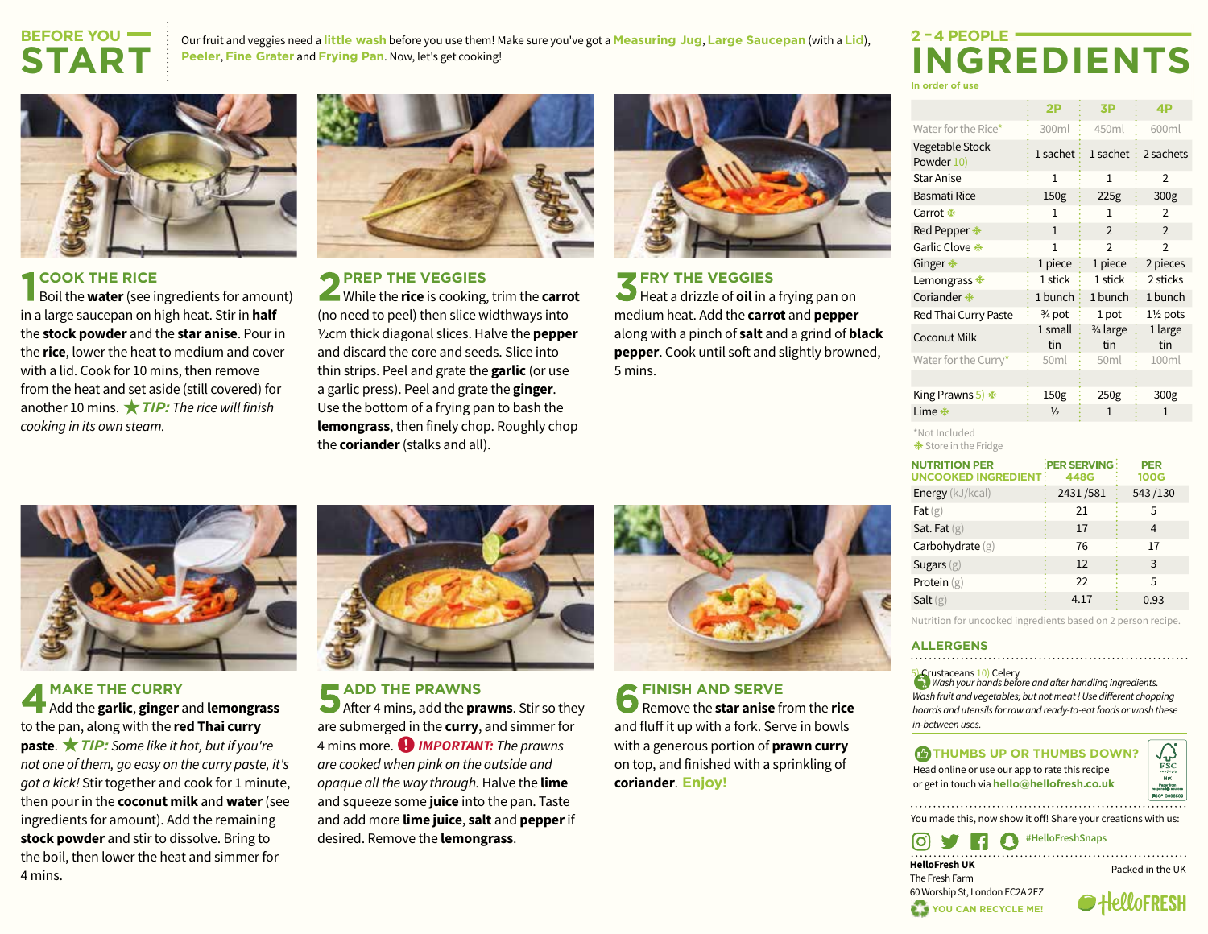# BEFORE YOU START

Our fruit and veggies need a **little wash** before you use them! Make sure you've got a **Measuring Jug**, **Large Saucepan** (with a **Lid**), **Peeler**, **Fine Grater** and **Frying Pan**. Now, let's get cooking!

## 1 COOK THE RICE

Boil the **water** (see ingredients for amount) in a large saucepan on high heat. Stir in **half** the **stock powder** and the **star anise**. Pour in the **rice**, lower the heat to medium and cover with a lid. Cook for 10 mins, then remove from the heat and set aside (still covered) for another 10 mins. ★ ***TIP:*** *The rice will finish cooking in its own steam.*

## 2 PREP THE VEGGIES

While the **rice** is cooking, trim the **carrot** (no need to peel) then slice widthways into ½cm thick diagonal slices. Halve the **pepper** and discard the core and seeds. Slice into thin strips. Peel and grate the **garlic** (or use a garlic press). Peel and grate the **ginger**. Use the bottom of a frying pan to bash the **lemongrass**, then finely chop. Roughly chop the **coriander** (stalks and all).

## 3 FRY THE VEGGIES

Heat a drizzle of **oil** in a frying pan on medium heat. Add the **carrot** and **pepper** along with a pinch of **salt** and a grind of **black pepper**. Cook until soft and slightly browned, 5 mins.

## 4 MAKE THE CURRY

Add the **garlic**, **ginger** and **lemongrass** to the pan, along with the **red Thai curry paste**. ★ ***TIP:*** *Some like it hot, but if you're not one of them, go easy on the curry paste, it's got a kick!* Stir together and cook for 1 minute, then pour in the **coconut milk** and **water** (see ingredients for amount). Add the remaining **stock powder** and stir to dissolve. Bring to the boil, then lower the heat and simmer for 4 mins.

## 5 ADD THE PRAWNS

After 4 mins, add the **prawns**. Stir so they are submerged in the **curry**, and simmer for 4 mins more. ***IMPORTANT:*** *The prawns are cooked when pink on the outside and opaque all the way through.* Halve the **lime** and squeeze some **juice** into the pan. Taste and add more **lime juice**, **salt** and **pepper** if desired. Remove the **lemongrass**.

## 6 FINISH AND SERVE

Remove the **star anise** from the **rice** and fluff it up with a fork. Serve in bowls with a generous portion of **prawn curry** on top, and finished with a sprinkling of **coriander**. **Enjoy!**

# 2-4 PEOPLE INGREDIENTS

In order of use

| | 2P | 3P | 4P |
|---|---|---|---|
| Water for the Rice* | 300ml | 450ml | 600ml |
| Vegetable Stock Powder 10) | 1 sachet | 1 sachet | 2 sachets |
| Star Anise | 1 | 1 | 2 |
| Basmati Rice | 150g | 225g | 300g |
| Carrot ❉ | 1 | 1 | 2 |
| Red Pepper ❉ | 1 | 2 | 2 |
| Garlic Clove ❉ | 1 | 2 | 2 |
| Ginger ❉ | 1 piece | 1 piece | 2 pieces |
| Lemongrass ❉ | 1 stick | 1 stick | 2 sticks |
| Coriander ❉ | 1 bunch | 1 bunch | 1 bunch |
| Red Thai Curry Paste | ¾ pot | 1 pot | 1½ pots |
| Coconut Milk | 1 small tin | ¾ large tin | 1 large tin |
| Water for the Curry* | 50ml | 50ml | 100ml |
| | | | |
| King Prawns 5) ❉ | 150g | 250g | 300g |
| Lime ❉ | ½ | 1 | 1 |

*Not Included
❉ Store in the Fridge

| NUTRITION PER UNCOOKED INGREDIENT | PER SERVING 448G | PER 100G |
|---|---|---|
| Energy (kJ/kcal) | 2431 /581 | 543 /130 |
| Fat (g) | 21 | 5 |
| Sat. Fat (g) | 17 | 4 |
| Carbohydrate (g) | 76 | 17 |
| Sugars (g) | 12 | 3 |
| Protein (g) | 22 | 5 |
| Salt (g) | 4.17 | 0.93 |

Nutrition for uncooked ingredients based on 2 person recipe.

## ALLERGENS

5) Crustaceans 10) Celery

*Wash your hands before and after handling ingredients. Wash fruit and vegetables; but not meat ! Use different chopping boards and utensils for raw and ready-to-eat foods or wash these in-between uses.*

## THUMBS UP OR THUMBS DOWN?

Head online or use our app to rate this recipe or get in touch via **hello@hellofresh.co.uk**

You made this, now show it off! Share your creations with us: #HelloFreshSnaps

**HelloFresh UK**
The Fresh Farm
60 Worship St, London EC2A 2EZ

Packed in the UK

YOU CAN RECYCLE ME!